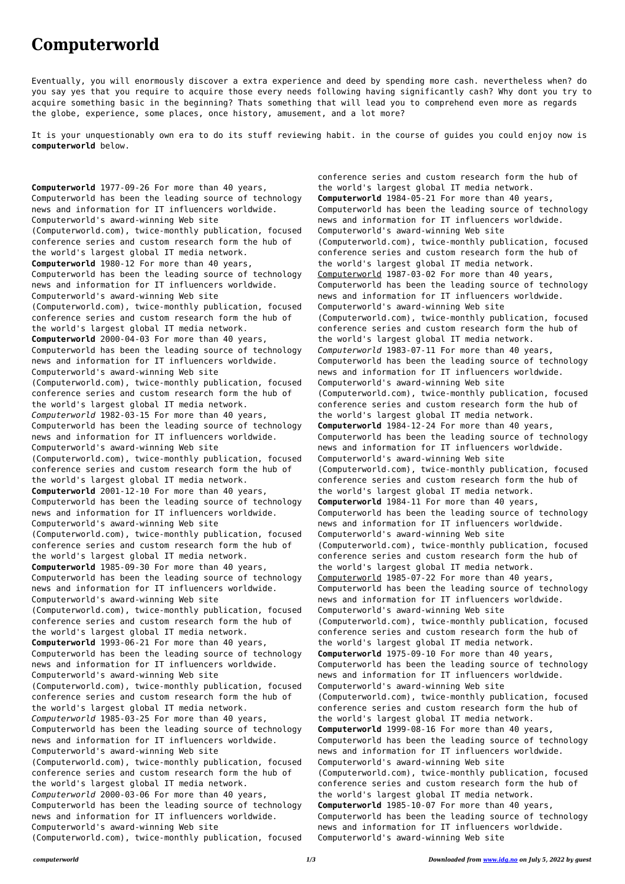# Computerworld

Eventually, you will enormously discover a extra experience and deed by spending more cash. nevertheless when? do you say yes that you require to acquire those every needs following having significantly cash? Why dont you try to acquire something basic in the beginning? Thats something that will lead you to comprehend even more as regards the globe, experience, some places, once history, amusement, and a lot more?

It is your unquestionably own era to do its stuff reviewing habit. in the course of guides you could enjoy now is **computerworld** below.

**Computerworld** 1977-09-26 For more than 40 years, Computerworld has been the leading source of technology news and information for IT influencers worldwide. Computerworld's award-winning Web site (Computerworld.com), twice-monthly publication, focused conference series and custom research form the hub of the world's largest global IT media network.
**Computerworld** 1980-12 For more than 40 years, Computerworld has been the leading source of technology news and information for IT influencers worldwide. Computerworld's award-winning Web site (Computerworld.com), twice-monthly publication, focused conference series and custom research form the hub of the world's largest global IT media network.
**Computerworld** 2000-04-03 For more than 40 years, Computerworld has been the leading source of technology news and information for IT influencers worldwide. Computerworld's award-winning Web site (Computerworld.com), twice-monthly publication, focused conference series and custom research form the hub of the world's largest global IT media network.
*Computerworld* 1982-03-15 For more than 40 years, Computerworld has been the leading source of technology news and information for IT influencers worldwide. Computerworld's award-winning Web site (Computerworld.com), twice-monthly publication, focused conference series and custom research form the hub of the world's largest global IT media network.
**Computerworld** 2001-12-10 For more than 40 years, Computerworld has been the leading source of technology news and information for IT influencers worldwide. Computerworld's award-winning Web site (Computerworld.com), twice-monthly publication, focused conference series and custom research form the hub of the world's largest global IT media network.
**Computerworld** 1985-09-30 For more than 40 years, Computerworld has been the leading source of technology news and information for IT influencers worldwide. Computerworld's award-winning Web site (Computerworld.com), twice-monthly publication, focused conference series and custom research form the hub of the world's largest global IT media network.
**Computerworld** 1993-06-21 For more than 40 years, Computerworld has been the leading source of technology news and information for IT influencers worldwide. Computerworld's award-winning Web site (Computerworld.com), twice-monthly publication, focused conference series and custom research form the hub of the world's largest global IT media network.
*Computerworld* 1985-03-25 For more than 40 years, Computerworld has been the leading source of technology news and information for IT influencers worldwide. Computerworld's award-winning Web site (Computerworld.com), twice-monthly publication, focused conference series and custom research form the hub of the world's largest global IT media network.
*Computerworld* 2000-03-06 For more than 40 years, Computerworld has been the leading source of technology news and information for IT influencers worldwide. Computerworld's award-winning Web site (Computerworld.com), twice-monthly publication, focused conference series and custom research form the hub of the world's largest global IT media network.
**Computerworld** 1984-05-21 For more than 40 years, Computerworld has been the leading source of technology news and information for IT influencers worldwide. Computerworld's award-winning Web site (Computerworld.com), twice-monthly publication, focused conference series and custom research form the hub of the world's largest global IT media network.
Computerworld 1987-03-02 For more than 40 years, Computerworld has been the leading source of technology news and information for IT influencers worldwide. Computerworld's award-winning Web site (Computerworld.com), twice-monthly publication, focused conference series and custom research form the hub of the world's largest global IT media network.
*Computerworld* 1983-07-11 For more than 40 years, Computerworld has been the leading source of technology news and information for IT influencers worldwide. Computerworld's award-winning Web site (Computerworld.com), twice-monthly publication, focused conference series and custom research form the hub of the world's largest global IT media network.
**Computerworld** 1984-12-24 For more than 40 years, Computerworld has been the leading source of technology news and information for IT influencers worldwide. Computerworld's award-winning Web site (Computerworld.com), twice-monthly publication, focused conference series and custom research form the hub of the world's largest global IT media network.
**Computerworld** 1984-11 For more than 40 years, Computerworld has been the leading source of technology news and information for IT influencers worldwide. Computerworld's award-winning Web site (Computerworld.com), twice-monthly publication, focused conference series and custom research form the hub of the world's largest global IT media network.
Computerworld 1985-07-22 For more than 40 years, Computerworld has been the leading source of technology news and information for IT influencers worldwide. Computerworld's award-winning Web site (Computerworld.com), twice-monthly publication, focused conference series and custom research form the hub of the world's largest global IT media network.
**Computerworld** 1975-09-10 For more than 40 years, Computerworld has been the leading source of technology news and information for IT influencers worldwide. Computerworld's award-winning Web site (Computerworld.com), twice-monthly publication, focused conference series and custom research form the hub of the world's largest global IT media network.
**Computerworld** 1999-08-16 For more than 40 years, Computerworld has been the leading source of technology news and information for IT influencers worldwide. Computerworld's award-winning Web site (Computerworld.com), twice-monthly publication, focused conference series and custom research form the hub of the world's largest global IT media network.
**Computerworld** 1985-10-07 For more than 40 years, Computerworld has been the leading source of technology news and information for IT influencers worldwide. Computerworld's award-winning Web site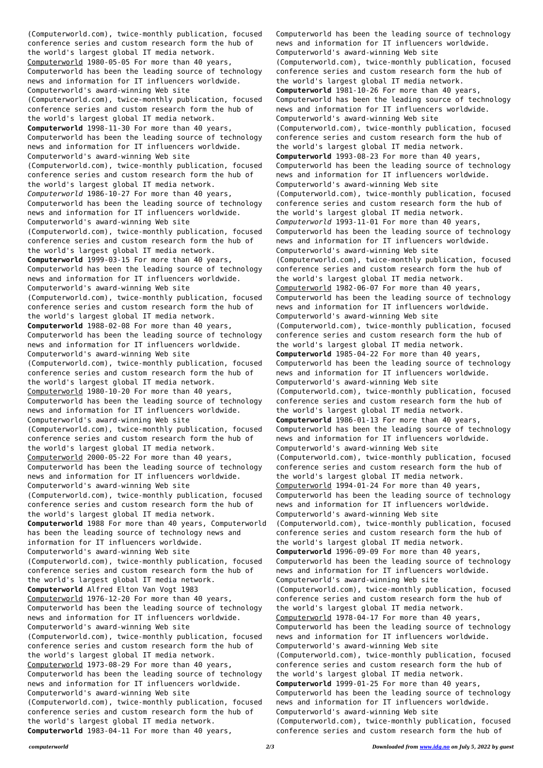(Computerworld.com), twice-monthly publication, focused conference series and custom research form the hub of the world's largest global IT media network.

Computerworld 1980-05-05 For more than 40 years, Computerworld has been the leading source of technology news and information for IT influencers worldwide. Computerworld's award-winning Web site (Computerworld.com), twice-monthly publication, focused conference series and custom research form the hub of the world's largest global IT media network.

**Computerworld** 1998-11-30 For more than 40 years, Computerworld has been the leading source of technology news and information for IT influencers worldwide. Computerworld's award-winning Web site (Computerworld.com), twice-monthly publication, focused conference series and custom research form the hub of the world's largest global IT media network.

*Computerworld* 1986-10-27 For more than 40 years, Computerworld has been the leading source of technology news and information for IT influencers worldwide. Computerworld's award-winning Web site (Computerworld.com), twice-monthly publication, focused conference series and custom research form the hub of the world's largest global IT media network.

**Computerworld** 1999-03-15 For more than 40 years, Computerworld has been the leading source of technology news and information for IT influencers worldwide. Computerworld's award-winning Web site (Computerworld.com), twice-monthly publication, focused conference series and custom research form the hub of the world's largest global IT media network.

**Computerworld** 1988-02-08 For more than 40 years, Computerworld has been the leading source of technology news and information for IT influencers worldwide. Computerworld's award-winning Web site (Computerworld.com), twice-monthly publication, focused conference series and custom research form the hub of the world's largest global IT media network.

Computerworld 1980-10-20 For more than 40 years, Computerworld has been the leading source of technology news and information for IT influencers worldwide. Computerworld's award-winning Web site (Computerworld.com), twice-monthly publication, focused conference series and custom research form the hub of the world's largest global IT media network.

Computerworld 2000-05-22 For more than 40 years, Computerworld has been the leading source of technology news and information for IT influencers worldwide. Computerworld's award-winning Web site (Computerworld.com), twice-monthly publication, focused conference series and custom research form the hub of the world's largest global IT media network.

**Computerworld** 1988 For more than 40 years, Computerworld has been the leading source of technology news and information for IT influencers worldwide. Computerworld's award-winning Web site (Computerworld.com), twice-monthly publication, focused conference series and custom research form the hub of the world's largest global IT media network.

**Computerworld** Alfred Elton Van Vogt 1983

Computerworld 1976-12-20 For more than 40 years, Computerworld has been the leading source of technology news and information for IT influencers worldwide. Computerworld's award-winning Web site (Computerworld.com), twice-monthly publication, focused conference series and custom research form the hub of the world's largest global IT media network.

Computerworld 1973-08-29 For more than 40 years, Computerworld has been the leading source of technology news and information for IT influencers worldwide. Computerworld's award-winning Web site (Computerworld.com), twice-monthly publication, focused conference series and custom research form the hub of the world's largest global IT media network.

**Computerworld** 1983-04-11 For more than 40 years, Computerworld has been the leading source of technology news and information for IT influencers worldwide. Computerworld's award-winning Web site (Computerworld.com), twice-monthly publication, focused conference series and custom research form the hub of the world's largest global IT media network.

**Computerworld** 1981-10-26 For more than 40 years, Computerworld has been the leading source of technology news and information for IT influencers worldwide. Computerworld's award-winning Web site (Computerworld.com), twice-monthly publication, focused conference series and custom research form the hub of the world's largest global IT media network.

**Computerworld** 1993-08-23 For more than 40 years, Computerworld has been the leading source of technology news and information for IT influencers worldwide. Computerworld's award-winning Web site (Computerworld.com), twice-monthly publication, focused conference series and custom research form the hub of the world's largest global IT media network.

*Computerworld* 1993-11-01 For more than 40 years, Computerworld has been the leading source of technology news and information for IT influencers worldwide. Computerworld's award-winning Web site (Computerworld.com), twice-monthly publication, focused conference series and custom research form the hub of the world's largest global IT media network.

Computerworld 1982-06-07 For more than 40 years, Computerworld has been the leading source of technology news and information for IT influencers worldwide. Computerworld's award-winning Web site (Computerworld.com), twice-monthly publication, focused conference series and custom research form the hub of the world's largest global IT media network.

**Computerworld** 1985-04-22 For more than 40 years, Computerworld has been the leading source of technology news and information for IT influencers worldwide. Computerworld's award-winning Web site (Computerworld.com), twice-monthly publication, focused conference series and custom research form the hub of the world's largest global IT media network.

**Computerworld** 1986-01-13 For more than 40 years, Computerworld has been the leading source of technology news and information for IT influencers worldwide. Computerworld's award-winning Web site (Computerworld.com), twice-monthly publication, focused conference series and custom research form the hub of the world's largest global IT media network.

Computerworld 1994-01-24 For more than 40 years, Computerworld has been the leading source of technology news and information for IT influencers worldwide. Computerworld's award-winning Web site (Computerworld.com), twice-monthly publication, focused conference series and custom research form the hub of the world's largest global IT media network.

**Computerworld** 1996-09-09 For more than 40 years, Computerworld has been the leading source of technology news and information for IT influencers worldwide. Computerworld's award-winning Web site (Computerworld.com), twice-monthly publication, focused conference series and custom research form the hub of the world's largest global IT media network.

Computerworld 1978-04-17 For more than 40 years, Computerworld has been the leading source of technology news and information for IT influencers worldwide. Computerworld's award-winning Web site (Computerworld.com), twice-monthly publication, focused conference series and custom research form the hub of the world's largest global IT media network.

**Computerworld** 1999-01-25 For more than 40 years, Computerworld has been the leading source of technology news and information for IT influencers worldwide. Computerworld's award-winning Web site (Computerworld.com), twice-monthly publication, focused conference series and custom research form the hub of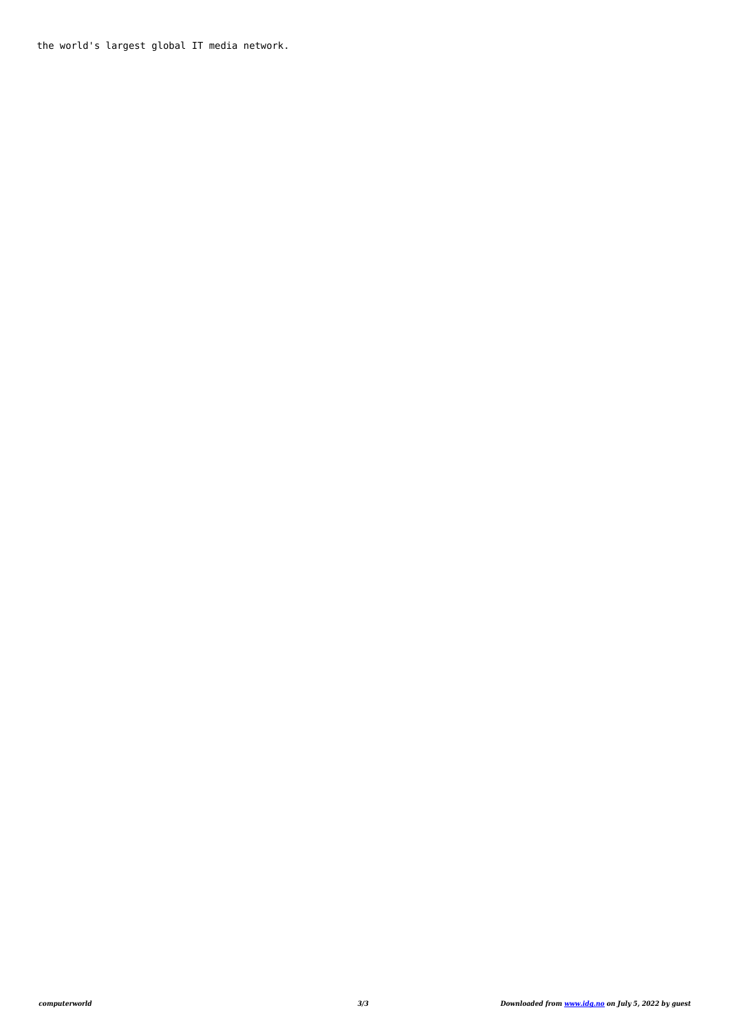the world's largest global IT media network.